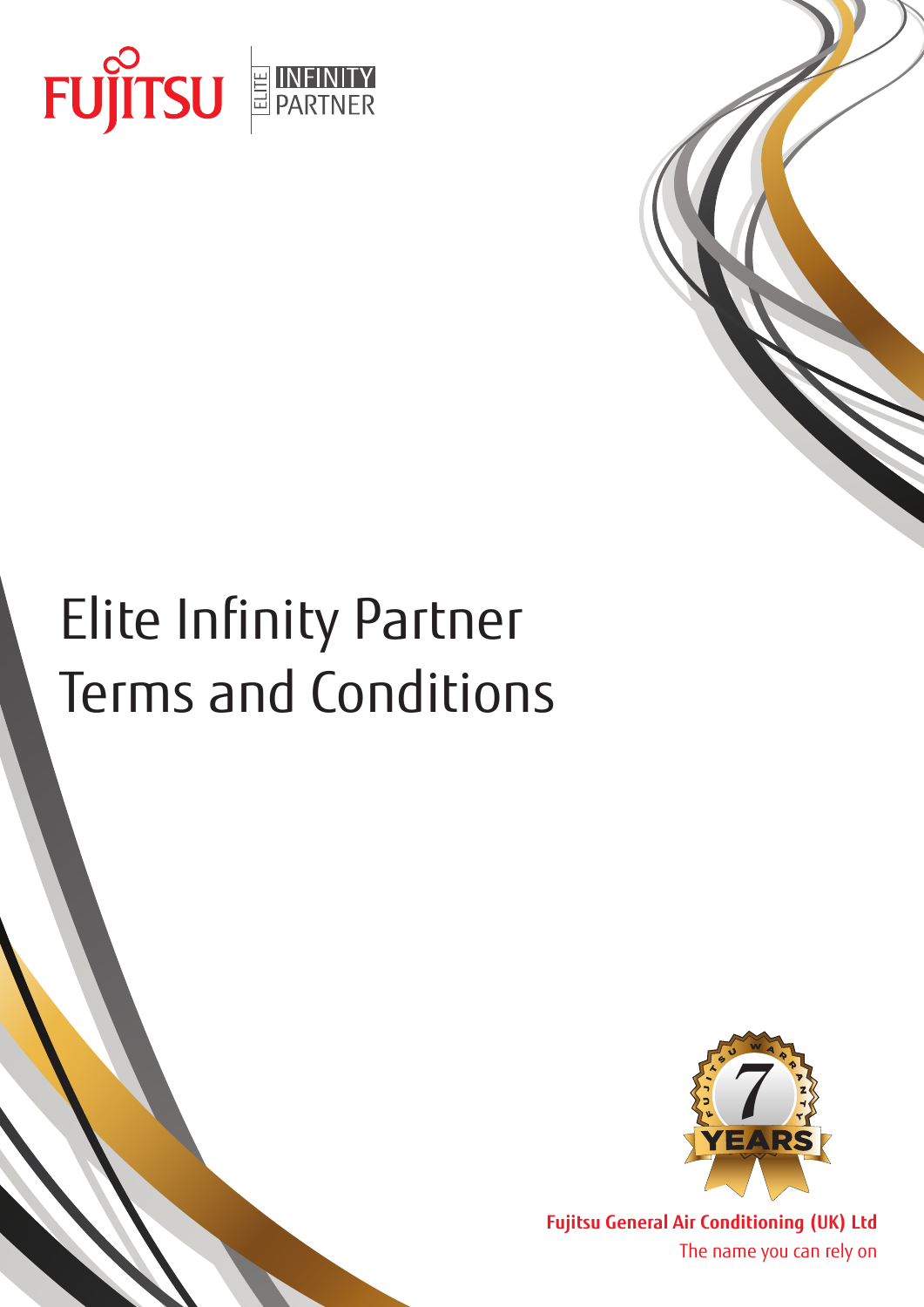FUJITSU

ELITE INFINITY PARTNER

# Elite Infinity Partner Terms and Conditions

FUJITSU WARRANTY 7 YEARS

**Fujitsu General Air Conditioning (UK) Ltd**

The name you can rely on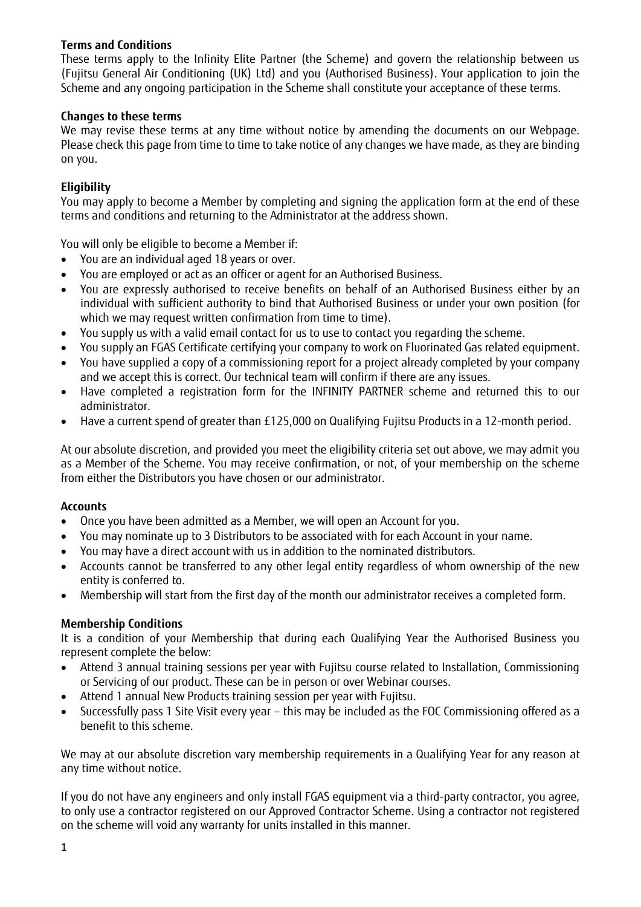**Terms and Conditions**

These terms apply to the Infinity Elite Partner (the Scheme) and govern the relationship between us (Fujitsu General Air Conditioning (UK) Ltd) and you (Authorised Business). Your application to join the Scheme and any ongoing participation in the Scheme shall constitute your acceptance of these terms.

**Changes to these terms**

We may revise these terms at any time without notice by amending the documents on our Webpage. Please check this page from time to time to take notice of any changes we have made, as they are binding on you.

**Eligibility**

You may apply to become a Member by completing and signing the application form at the end of these terms and conditions and returning to the Administrator at the address shown.

You will only be eligible to become a Member if:

- You are an individual aged 18 years or over.
- You are employed or act as an officer or agent for an Authorised Business.
- You are expressly authorised to receive benefits on behalf of an Authorised Business either by an individual with sufficient authority to bind that Authorised Business or under your own position (for which we may request written confirmation from time to time).
- You supply us with a valid email contact for us to use to contact you regarding the scheme.
- You supply an FGAS Certificate certifying your company to work on Fluorinated Gas related equipment.
- You have supplied a copy of a commissioning report for a project already completed by your company and we accept this is correct. Our technical team will confirm if there are any issues.
- Have completed a registration form for the INFINITY PARTNER scheme and returned this to our administrator.
- Have a current spend of greater than £125,000 on Qualifying Fujitsu Products in a 12-month period.

At our absolute discretion, and provided you meet the eligibility criteria set out above, we may admit you as a Member of the Scheme. You may receive confirmation, or not, of your membership on the scheme from either the Distributors you have chosen or our administrator.

**Accounts**

- Once you have been admitted as a Member, we will open an Account for you.
- You may nominate up to 3 Distributors to be associated with for each Account in your name.
- You may have a direct account with us in addition to the nominated distributors.
- Accounts cannot be transferred to any other legal entity regardless of whom ownership of the new entity is conferred to.
- Membership will start from the first day of the month our administrator receives a completed form.

**Membership Conditions**

It is a condition of your Membership that during each Qualifying Year the Authorised Business you represent complete the below:

- Attend 3 annual training sessions per year with Fujitsu course related to Installation, Commissioning or Servicing of our product. These can be in person or over Webinar courses.
- Attend 1 annual New Products training session per year with Fujitsu.
- Successfully pass 1 Site Visit every year – this may be included as the FOC Commissioning offered as a benefit to this scheme.

We may at our absolute discretion vary membership requirements in a Qualifying Year for any reason at any time without notice.

If you do not have any engineers and only install FGAS equipment via a third-party contractor, you agree, to only use a contractor registered on our Approved Contractor Scheme. Using a contractor not registered on the scheme will void any warranty for units installed in this manner.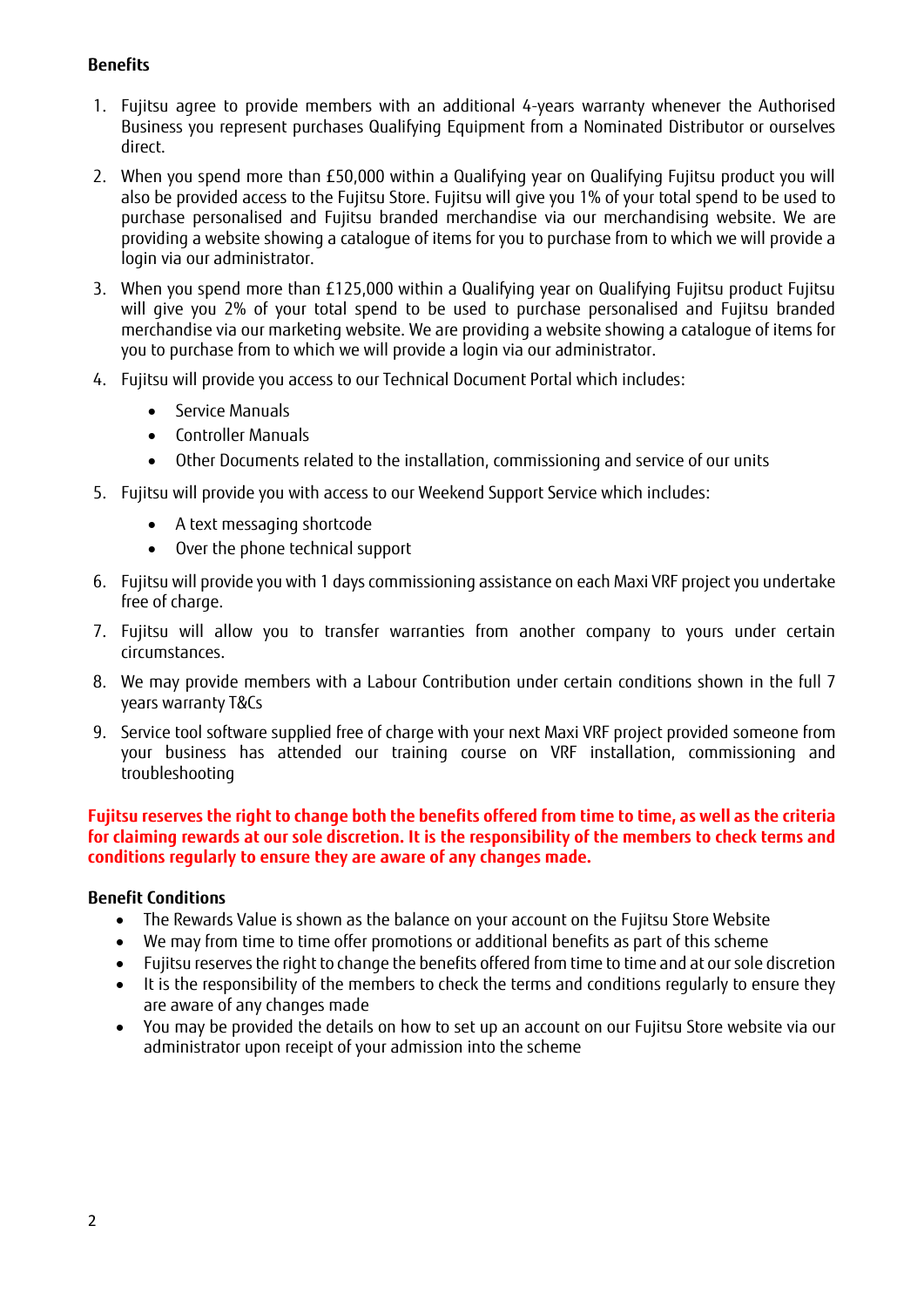### Benefits

1. Fujitsu agree to provide members with an additional 4-years warranty whenever the Authorised Business you represent purchases Qualifying Equipment from a Nominated Distributor or ourselves direct.
2. When you spend more than £50,000 within a Qualifying year on Qualifying Fujitsu product you will also be provided access to the Fujitsu Store. Fujitsu will give you 1% of your total spend to be used to purchase personalised and Fujitsu branded merchandise via our merchandising website. We are providing a website showing a catalogue of items for you to purchase from to which we will provide a login via our administrator.
3. When you spend more than £125,000 within a Qualifying year on Qualifying Fujitsu product Fujitsu will give you 2% of your total spend to be used to purchase personalised and Fujitsu branded merchandise via our marketing website. We are providing a website showing a catalogue of items for you to purchase from to which we will provide a login via our administrator.
4. Fujitsu will provide you access to our Technical Document Portal which includes:
    - Service Manuals
    - Controller Manuals
    - Other Documents related to the installation, commissioning and service of our units
5. Fujitsu will provide you with access to our Weekend Support Service which includes:
    - A text messaging shortcode
    - Over the phone technical support
6. Fujitsu will provide you with 1 days commissioning assistance on each Maxi VRF project you undertake free of charge.
7. Fujitsu will allow you to transfer warranties from another company to yours under certain circumstances.
8. We may provide members with a Labour Contribution under certain conditions shown in the full 7 years warranty T&Cs
9. Service tool software supplied free of charge with your next Maxi VRF project provided someone from your business has attended our training course on VRF installation, commissioning and troubleshooting

**Fujitsu reserves the right to change both the benefits offered from time to time, as well as the criteria for claiming rewards at our sole discretion. It is the responsibility of the members to check terms and conditions regularly to ensure they are aware of any changes made.**

### Benefit Conditions

- The Rewards Value is shown as the balance on your account on the Fujitsu Store Website
- We may from time to time offer promotions or additional benefits as part of this scheme
- Fujitsu reserves the right to change the benefits offered from time to time and at our sole discretion
- It is the responsibility of the members to check the terms and conditions regularly to ensure they are aware of any changes made
- You may be provided the details on how to set up an account on our Fujitsu Store website via our administrator upon receipt of your admission into the scheme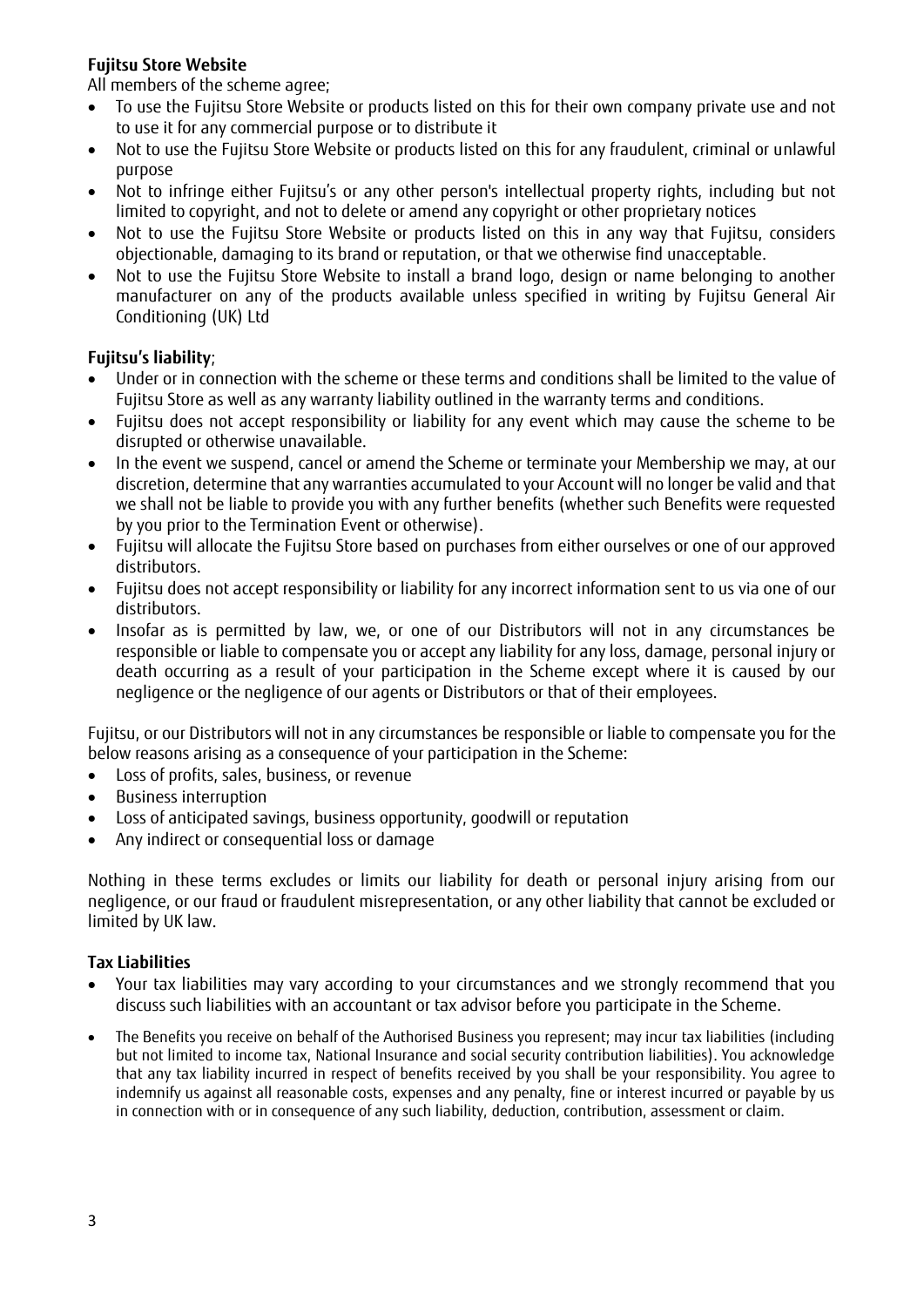**Fujitsu Store Website**

All members of the scheme agree;

- To use the Fujitsu Store Website or products listed on this for their own company private use and not to use it for any commercial purpose or to distribute it
- Not to use the Fujitsu Store Website or products listed on this for any fraudulent, criminal or unlawful purpose
- Not to infringe either Fujitsu's or any other person's intellectual property rights, including but not limited to copyright, and not to delete or amend any copyright or other proprietary notices
- Not to use the Fujitsu Store Website or products listed on this in any way that Fujitsu, considers objectionable, damaging to its brand or reputation, or that we otherwise find unacceptable.
- Not to use the Fujitsu Store Website to install a brand logo, design or name belonging to another manufacturer on any of the products available unless specified in writing by Fujitsu General Air Conditioning (UK) Ltd

**Fujitsu's liability**;

- Under or in connection with the scheme or these terms and conditions shall be limited to the value of Fujitsu Store as well as any warranty liability outlined in the warranty terms and conditions.
- Fujitsu does not accept responsibility or liability for any event which may cause the scheme to be disrupted or otherwise unavailable.
- In the event we suspend, cancel or amend the Scheme or terminate your Membership we may, at our discretion, determine that any warranties accumulated to your Account will no longer be valid and that we shall not be liable to provide you with any further benefits (whether such Benefits were requested by you prior to the Termination Event or otherwise).
- Fujitsu will allocate the Fujitsu Store based on purchases from either ourselves or one of our approved distributors.
- Fujitsu does not accept responsibility or liability for any incorrect information sent to us via one of our distributors.
- Insofar as is permitted by law, we, or one of our Distributors will not in any circumstances be responsible or liable to compensate you or accept any liability for any loss, damage, personal injury or death occurring as a result of your participation in the Scheme except where it is caused by our negligence or the negligence of our agents or Distributors or that of their employees.

Fujitsu, or our Distributors will not in any circumstances be responsible or liable to compensate you for the below reasons arising as a consequence of your participation in the Scheme:

- Loss of profits, sales, business, or revenue
- Business interruption
- Loss of anticipated savings, business opportunity, goodwill or reputation
- Any indirect or consequential loss or damage

Nothing in these terms excludes or limits our liability for death or personal injury arising from our negligence, or our fraud or fraudulent misrepresentation, or any other liability that cannot be excluded or limited by UK law.

**Tax Liabilities**

- Your tax liabilities may vary according to your circumstances and we strongly recommend that you discuss such liabilities with an accountant or tax advisor before you participate in the Scheme.
- The Benefits you receive on behalf of the Authorised Business you represent; may incur tax liabilities (including but not limited to income tax, National Insurance and social security contribution liabilities). You acknowledge that any tax liability incurred in respect of benefits received by you shall be your responsibility. You agree to indemnify us against all reasonable costs, expenses and any penalty, fine or interest incurred or payable by us in connection with or in consequence of any such liability, deduction, contribution, assessment or claim.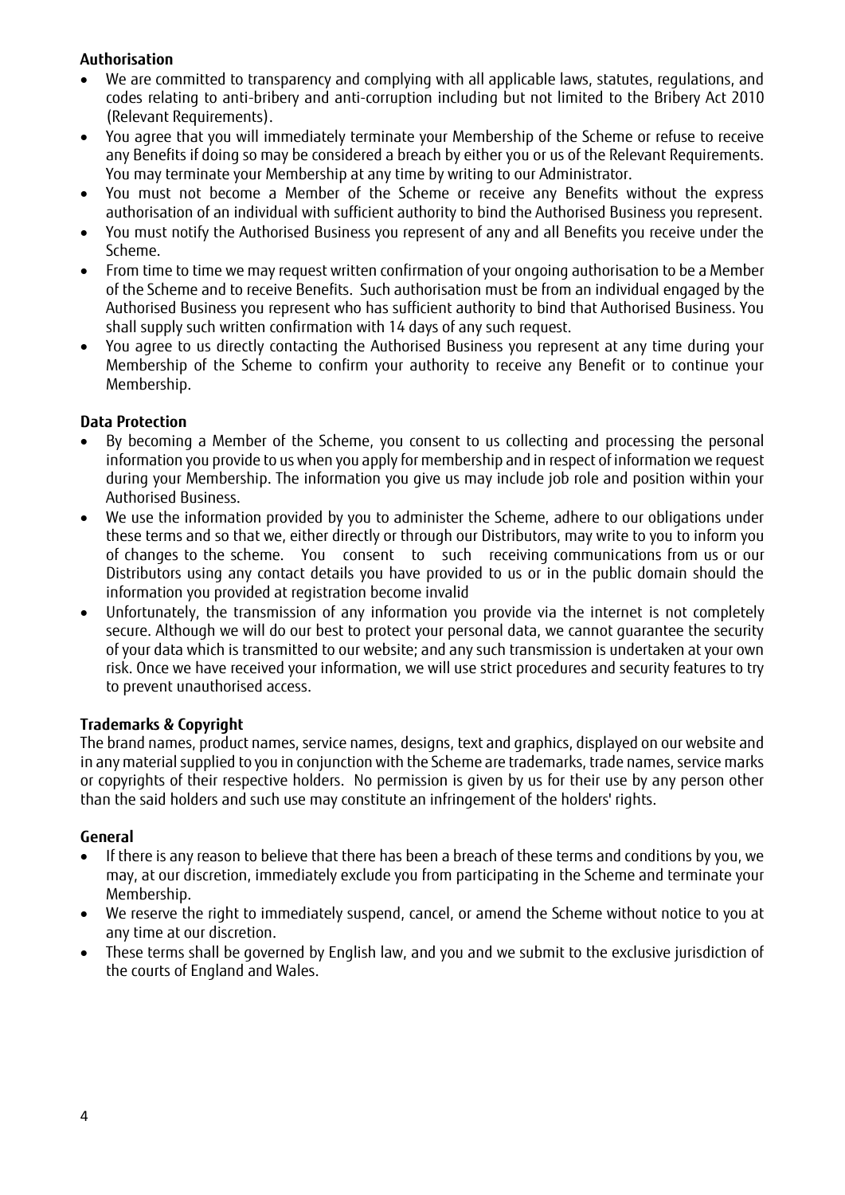**Authorisation**

- We are committed to transparency and complying with all applicable laws, statutes, regulations, and codes relating to anti-bribery and anti-corruption including but not limited to the Bribery Act 2010 (Relevant Requirements).
- You agree that you will immediately terminate your Membership of the Scheme or refuse to receive any Benefits if doing so may be considered a breach by either you or us of the Relevant Requirements. You may terminate your Membership at any time by writing to our Administrator.
- You must not become a Member of the Scheme or receive any Benefits without the express authorisation of an individual with sufficient authority to bind the Authorised Business you represent.
- You must notify the Authorised Business you represent of any and all Benefits you receive under the Scheme.
- From time to time we may request written confirmation of your ongoing authorisation to be a Member of the Scheme and to receive Benefits. Such authorisation must be from an individual engaged by the Authorised Business you represent who has sufficient authority to bind that Authorised Business. You shall supply such written confirmation with 14 days of any such request.
- You agree to us directly contacting the Authorised Business you represent at any time during your Membership of the Scheme to confirm your authority to receive any Benefit or to continue your Membership.

**Data Protection**

- By becoming a Member of the Scheme, you consent to us collecting and processing the personal information you provide to us when you apply for membership and in respect of information we request during your Membership. The information you give us may include job role and position within your Authorised Business.
- We use the information provided by you to administer the Scheme, adhere to our obligations under these terms and so that we, either directly or through our Distributors, may write to you to inform you of changes to the scheme. You consent to such receiving communications from us or our Distributors using any contact details you have provided to us or in the public domain should the information you provided at registration become invalid
- Unfortunately, the transmission of any information you provide via the internet is not completely secure. Although we will do our best to protect your personal data, we cannot guarantee the security of your data which is transmitted to our website; and any such transmission is undertaken at your own risk. Once we have received your information, we will use strict procedures and security features to try to prevent unauthorised access.

**Trademarks & Copyright**

The brand names, product names, service names, designs, text and graphics, displayed on our website and in any material supplied to you in conjunction with the Scheme are trademarks, trade names, service marks or copyrights of their respective holders. No permission is given by us for their use by any person other than the said holders and such use may constitute an infringement of the holders' rights.

**General**

- If there is any reason to believe that there has been a breach of these terms and conditions by you, we may, at our discretion, immediately exclude you from participating in the Scheme and terminate your Membership.
- We reserve the right to immediately suspend, cancel, or amend the Scheme without notice to you at any time at our discretion.
- These terms shall be governed by English law, and you and we submit to the exclusive jurisdiction of the courts of England and Wales.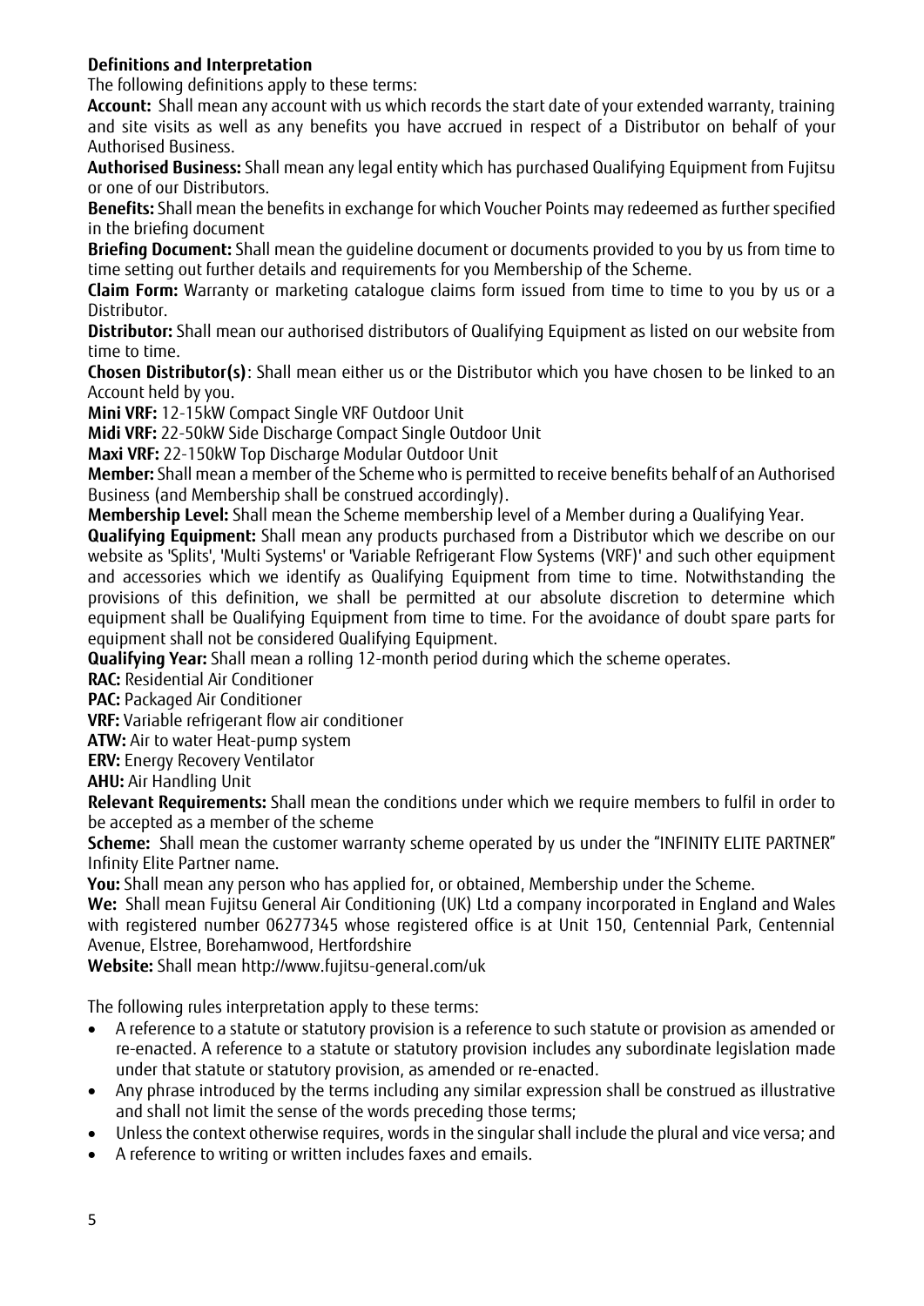**Definitions and Interpretation**

The following definitions apply to these terms:

**Account:** Shall mean any account with us which records the start date of your extended warranty, training and site visits as well as any benefits you have accrued in respect of a Distributor on behalf of your Authorised Business.

**Authorised Business:** Shall mean any legal entity which has purchased Qualifying Equipment from Fujitsu or one of our Distributors.

**Benefits:** Shall mean the benefits in exchange for which Voucher Points may redeemed as further specified in the briefing document

**Briefing Document:** Shall mean the guideline document or documents provided to you by us from time to time setting out further details and requirements for you Membership of the Scheme.

**Claim Form:** Warranty or marketing catalogue claims form issued from time to time to you by us or a Distributor.

**Distributor:** Shall mean our authorised distributors of Qualifying Equipment as listed on our website from time to time.

**Chosen Distributor(s)**: Shall mean either us or the Distributor which you have chosen to be linked to an Account held by you.

**Mini VRF:** 12-15kW Compact Single VRF Outdoor Unit

**Midi VRF:** 22-50kW Side Discharge Compact Single Outdoor Unit

**Maxi VRF:** 22-150kW Top Discharge Modular Outdoor Unit

**Member:** Shall mean a member of the Scheme who is permitted to receive benefits behalf of an Authorised Business (and Membership shall be construed accordingly).

**Membership Level:** Shall mean the Scheme membership level of a Member during a Qualifying Year.

**Qualifying Equipment:** Shall mean any products purchased from a Distributor which we describe on our website as 'Splits', 'Multi Systems' or 'Variable Refrigerant Flow Systems (VRF)' and such other equipment and accessories which we identify as Qualifying Equipment from time to time. Notwithstanding the provisions of this definition, we shall be permitted at our absolute discretion to determine which equipment shall be Qualifying Equipment from time to time. For the avoidance of doubt spare parts for equipment shall not be considered Qualifying Equipment.

**Qualifying Year:** Shall mean a rolling 12-month period during which the scheme operates.

**RAC:** Residential Air Conditioner

**PAC:** Packaged Air Conditioner

**VRF:** Variable refrigerant flow air conditioner

**ATW:** Air to water Heat-pump system

**ERV:** Energy Recovery Ventilator

**AHU:** Air Handling Unit

**Relevant Requirements:** Shall mean the conditions under which we require members to fulfil in order to be accepted as a member of the scheme

**Scheme:** Shall mean the customer warranty scheme operated by us under the "INFINITY ELITE PARTNER" Infinity Elite Partner name.

**You:** Shall mean any person who has applied for, or obtained, Membership under the Scheme.

**We:** Shall mean Fujitsu General Air Conditioning (UK) Ltd a company incorporated in England and Wales with registered number 06277345 whose registered office is at Unit 150, Centennial Park, Centennial Avenue, Elstree, Borehamwood, Hertfordshire

**Website:** Shall mean http://www.fujitsu-general.com/uk

The following rules interpretation apply to these terms:

- A reference to a statute or statutory provision is a reference to such statute or provision as amended or re-enacted. A reference to a statute or statutory provision includes any subordinate legislation made under that statute or statutory provision, as amended or re-enacted.
- Any phrase introduced by the terms including any similar expression shall be construed as illustrative and shall not limit the sense of the words preceding those terms;
- Unless the context otherwise requires, words in the singular shall include the plural and vice versa; and
- A reference to writing or written includes faxes and emails.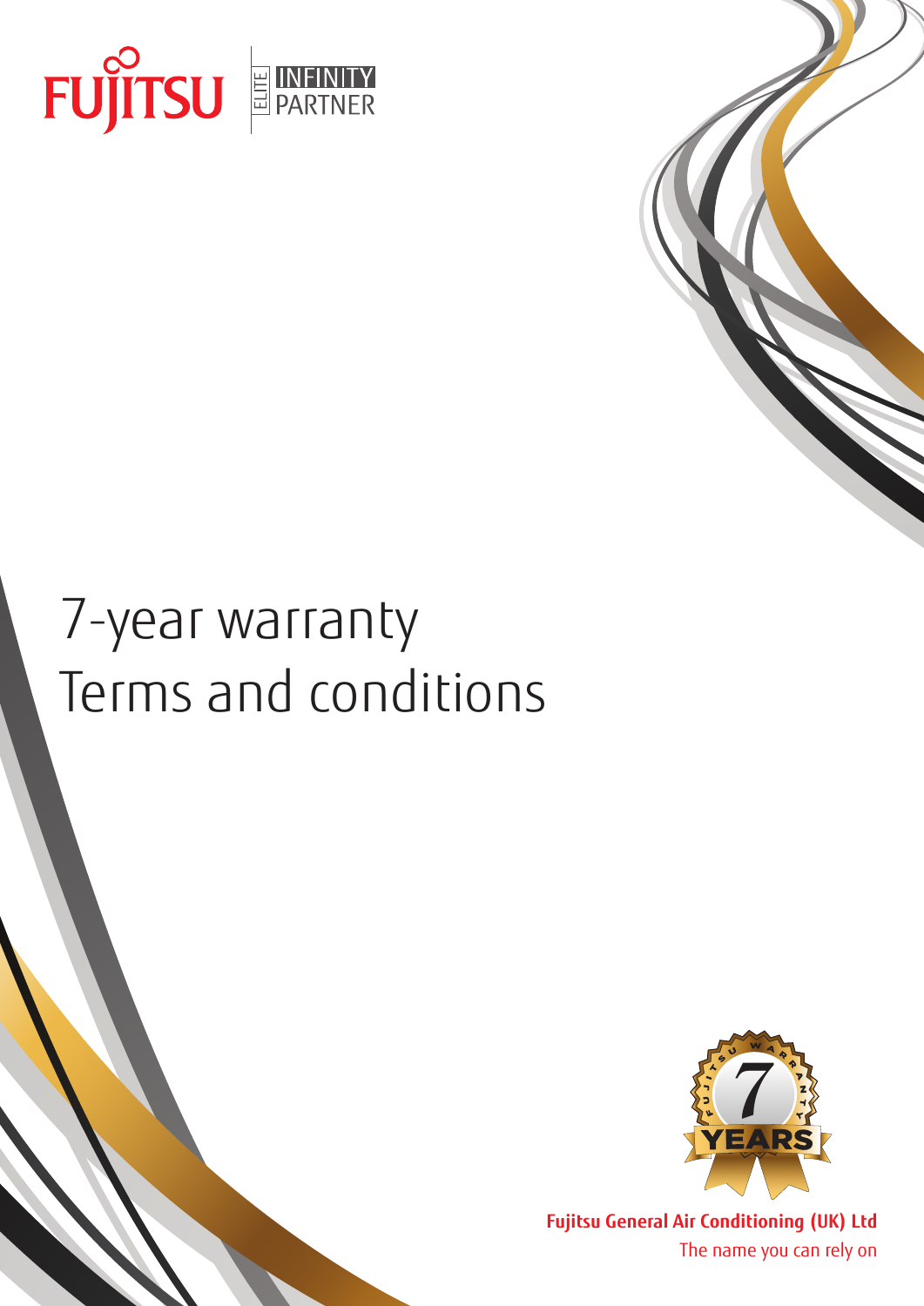FUJITSU

ELITE INFINITY PARTNER

# 7-year warranty
# Terms and conditions

FUJITSU WARRANTY 7 YEARS

**Fujitsu General Air Conditioning (UK) Ltd**

The name you can rely on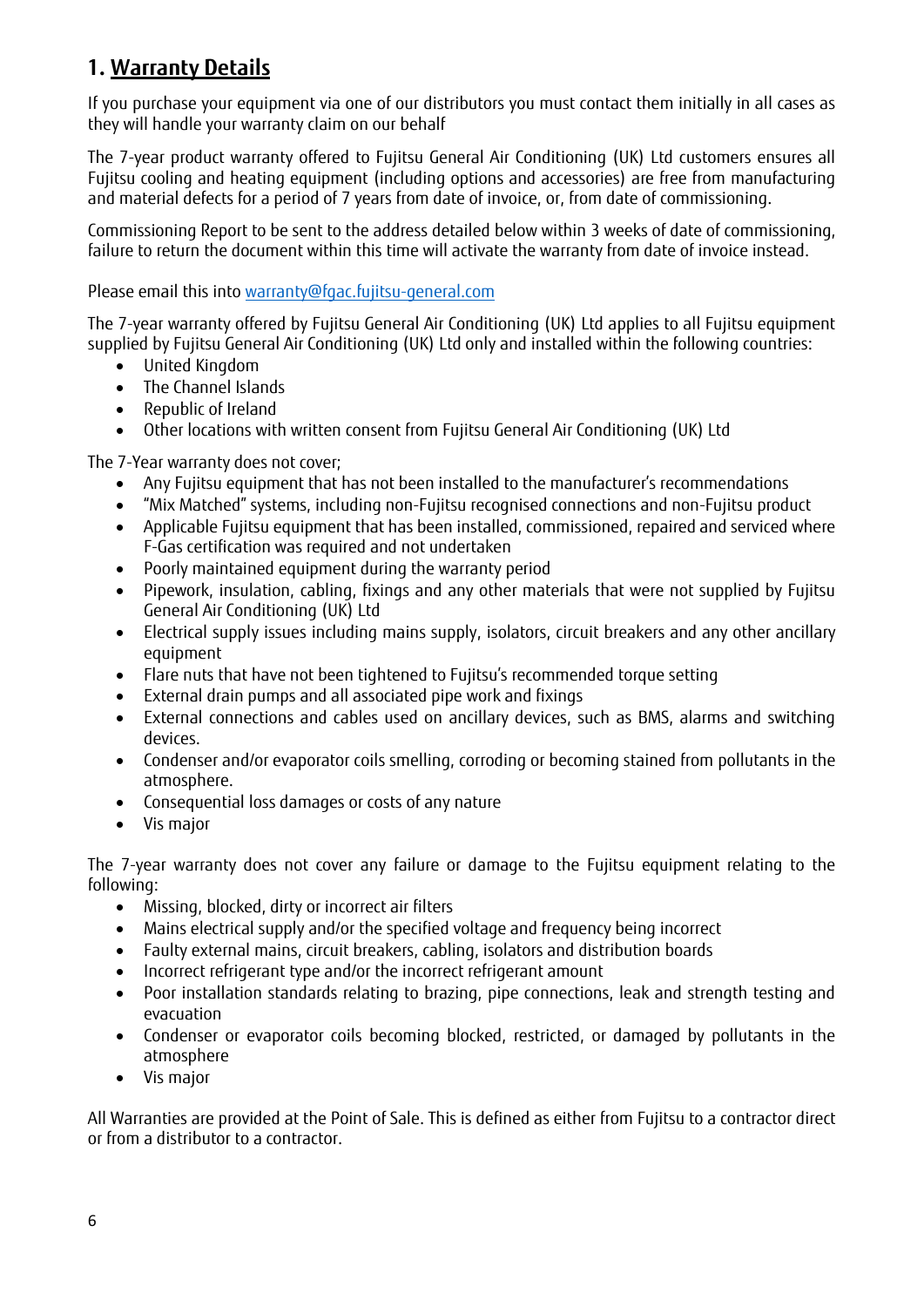# 1. Warranty Details

If you purchase your equipment via one of our distributors you must contact them initially in all cases as they will handle your warranty claim on our behalf

The 7-year product warranty offered to Fujitsu General Air Conditioning (UK) Ltd customers ensures all Fujitsu cooling and heating equipment (including options and accessories) are free from manufacturing and material defects for a period of 7 years from date of invoice, or, from date of commissioning.

Commissioning Report to be sent to the address detailed below within 3 weeks of date of commissioning, failure to return the document within this time will activate the warranty from date of invoice instead.

Please email this into [warranty@fgac.fujitsu-general.com](mailto:warranty@fgac.fujitsu-general.com)

The 7-year warranty offered by Fujitsu General Air Conditioning (UK) Ltd applies to all Fujitsu equipment supplied by Fujitsu General Air Conditioning (UK) Ltd only and installed within the following countries:

- United Kingdom
- The Channel Islands
- Republic of Ireland
- Other locations with written consent from Fujitsu General Air Conditioning (UK) Ltd

The 7-Year warranty does not cover;

- Any Fujitsu equipment that has not been installed to the manufacturer's recommendations
- "Mix Matched" systems, including non-Fujitsu recognised connections and non-Fujitsu product
- Applicable Fujitsu equipment that has been installed, commissioned, repaired and serviced where F-Gas certification was required and not undertaken
- Poorly maintained equipment during the warranty period
- Pipework, insulation, cabling, fixings and any other materials that were not supplied by Fujitsu General Air Conditioning (UK) Ltd
- Electrical supply issues including mains supply, isolators, circuit breakers and any other ancillary equipment
- Flare nuts that have not been tightened to Fujitsu's recommended torque setting
- External drain pumps and all associated pipe work and fixings
- External connections and cables used on ancillary devices, such as BMS, alarms and switching devices.
- Condenser and/or evaporator coils smelling, corroding or becoming stained from pollutants in the atmosphere.
- Consequential loss damages or costs of any nature
- Vis major

The 7-year warranty does not cover any failure or damage to the Fujitsu equipment relating to the following:

- Missing, blocked, dirty or incorrect air filters
- Mains electrical supply and/or the specified voltage and frequency being incorrect
- Faulty external mains, circuit breakers, cabling, isolators and distribution boards
- Incorrect refrigerant type and/or the incorrect refrigerant amount
- Poor installation standards relating to brazing, pipe connections, leak and strength testing and evacuation
- Condenser or evaporator coils becoming blocked, restricted, or damaged by pollutants in the atmosphere
- Vis major

All Warranties are provided at the Point of Sale. This is defined as either from Fujitsu to a contractor direct or from a distributor to a contractor.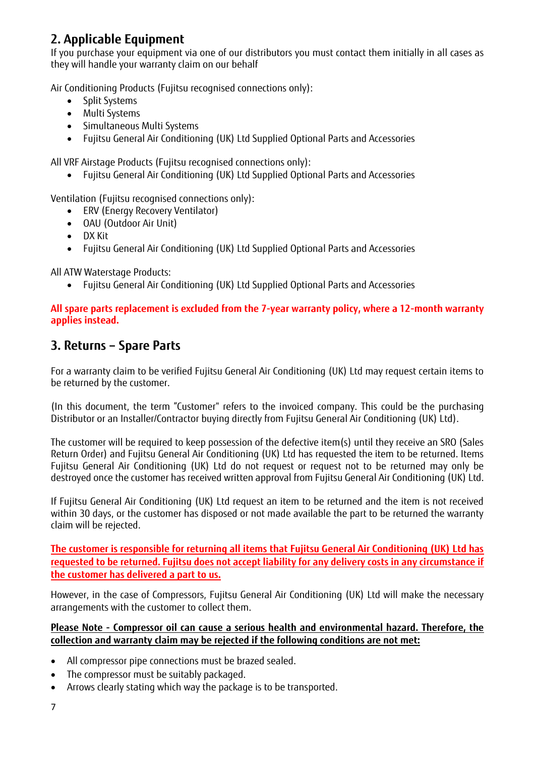## 2. Applicable Equipment

If you purchase your equipment via one of our distributors you must contact them initially in all cases as they will handle your warranty claim on our behalf

Air Conditioning Products (Fujitsu recognised connections only):

- Split Systems
- Multi Systems
- Simultaneous Multi Systems
- Fujitsu General Air Conditioning (UK) Ltd Supplied Optional Parts and Accessories

All VRF Airstage Products (Fujitsu recognised connections only):

- Fujitsu General Air Conditioning (UK) Ltd Supplied Optional Parts and Accessories

Ventilation (Fujitsu recognised connections only):

- ERV (Energy Recovery Ventilator)
- OAU (Outdoor Air Unit)
- DX Kit
- Fujitsu General Air Conditioning (UK) Ltd Supplied Optional Parts and Accessories

All ATW Waterstage Products:

- Fujitsu General Air Conditioning (UK) Ltd Supplied Optional Parts and Accessories

**All spare parts replacement is excluded from the 7-year warranty policy, where a 12-month warranty applies instead.**

## 3. Returns – Spare Parts

For a warranty claim to be verified Fujitsu General Air Conditioning (UK) Ltd may request certain items to be returned by the customer.

(In this document, the term "Customer" refers to the invoiced company. This could be the purchasing Distributor or an Installer/Contractor buying directly from Fujitsu General Air Conditioning (UK) Ltd).

The customer will be required to keep possession of the defective item(s) until they receive an SRO (Sales Return Order) and Fujitsu General Air Conditioning (UK) Ltd has requested the item to be returned. Items Fujitsu General Air Conditioning (UK) Ltd do not request or request not to be returned may only be destroyed once the customer has received written approval from Fujitsu General Air Conditioning (UK) Ltd.

If Fujitsu General Air Conditioning (UK) Ltd request an item to be returned and the item is not received within 30 days, or the customer has disposed or not made available the part to be returned the warranty claim will be rejected.

**The customer is responsible for returning all items that Fujitsu General Air Conditioning (UK) Ltd has requested to be returned. Fujitsu does not accept liability for any delivery costs in any circumstance if the customer has delivered a part to us.**

However, in the case of Compressors, Fujitsu General Air Conditioning (UK) Ltd will make the necessary arrangements with the customer to collect them.

**Please Note - Compressor oil can cause a serious health and environmental hazard. Therefore, the collection and warranty claim may be rejected if the following conditions are not met:**

- All compressor pipe connections must be brazed sealed.
- The compressor must be suitably packaged.
- Arrows clearly stating which way the package is to be transported.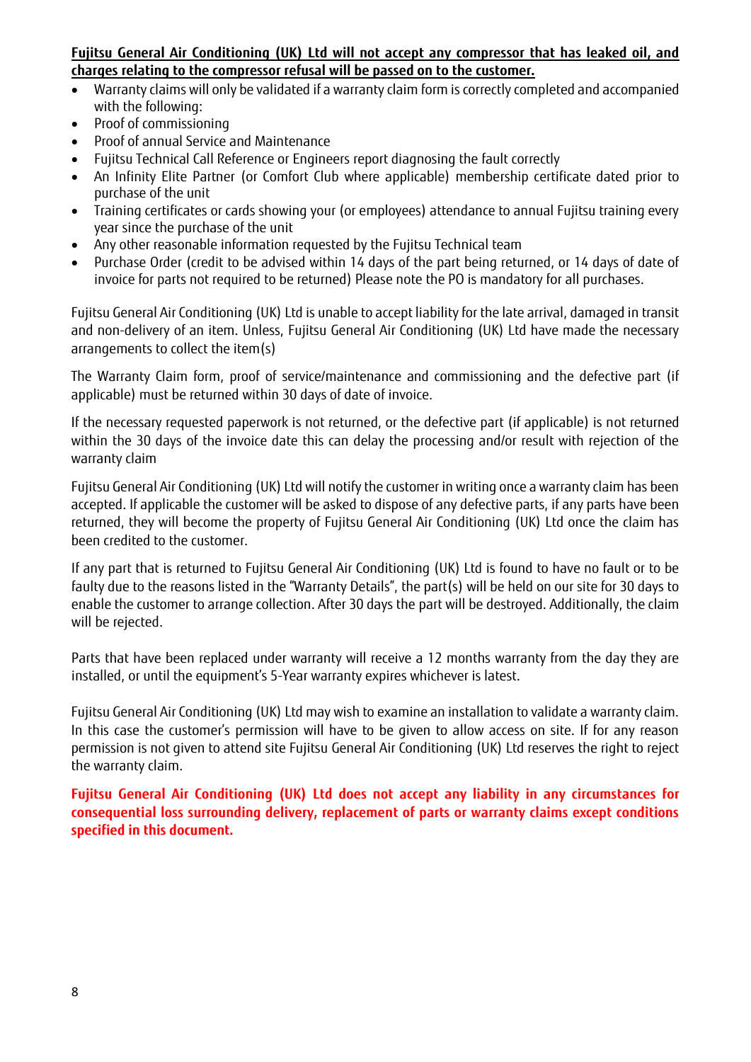**Fujitsu General Air Conditioning (UK) Ltd will not accept any compressor that has leaked oil, and charges relating to the compressor refusal will be passed on to the customer.**

- Warranty claims will only be validated if a warranty claim form is correctly completed and accompanied with the following:
- Proof of commissioning
- Proof of annual Service and Maintenance
- Fujitsu Technical Call Reference or Engineers report diagnosing the fault correctly
- An Infinity Elite Partner (or Comfort Club where applicable) membership certificate dated prior to purchase of the unit
- Training certificates or cards showing your (or employees) attendance to annual Fujitsu training every year since the purchase of the unit
- Any other reasonable information requested by the Fujitsu Technical team
- Purchase Order (credit to be advised within 14 days of the part being returned, or 14 days of date of invoice for parts not required to be returned) Please note the PO is mandatory for all purchases.

Fujitsu General Air Conditioning (UK) Ltd is unable to accept liability for the late arrival, damaged in transit and non-delivery of an item. Unless, Fujitsu General Air Conditioning (UK) Ltd have made the necessary arrangements to collect the item(s)

The Warranty Claim form, proof of service/maintenance and commissioning and the defective part (if applicable) must be returned within 30 days of date of invoice.

If the necessary requested paperwork is not returned, or the defective part (if applicable) is not returned within the 30 days of the invoice date this can delay the processing and/or result with rejection of the warranty claim

Fujitsu General Air Conditioning (UK) Ltd will notify the customer in writing once a warranty claim has been accepted. If applicable the customer will be asked to dispose of any defective parts, if any parts have been returned, they will become the property of Fujitsu General Air Conditioning (UK) Ltd once the claim has been credited to the customer.

If any part that is returned to Fujitsu General Air Conditioning (UK) Ltd is found to have no fault or to be faulty due to the reasons listed in the "Warranty Details", the part(s) will be held on our site for 30 days to enable the customer to arrange collection. After 30 days the part will be destroyed. Additionally, the claim will be rejected.

Parts that have been replaced under warranty will receive a 12 months warranty from the day they are installed, or until the equipment's 5-Year warranty expires whichever is latest.

Fujitsu General Air Conditioning (UK) Ltd may wish to examine an installation to validate a warranty claim. In this case the customer's permission will have to be given to allow access on site. If for any reason permission is not given to attend site Fujitsu General Air Conditioning (UK) Ltd reserves the right to reject the warranty claim.

**Fujitsu General Air Conditioning (UK) Ltd does not accept any liability in any circumstances for consequential loss surrounding delivery, replacement of parts or warranty claims except conditions specified in this document.**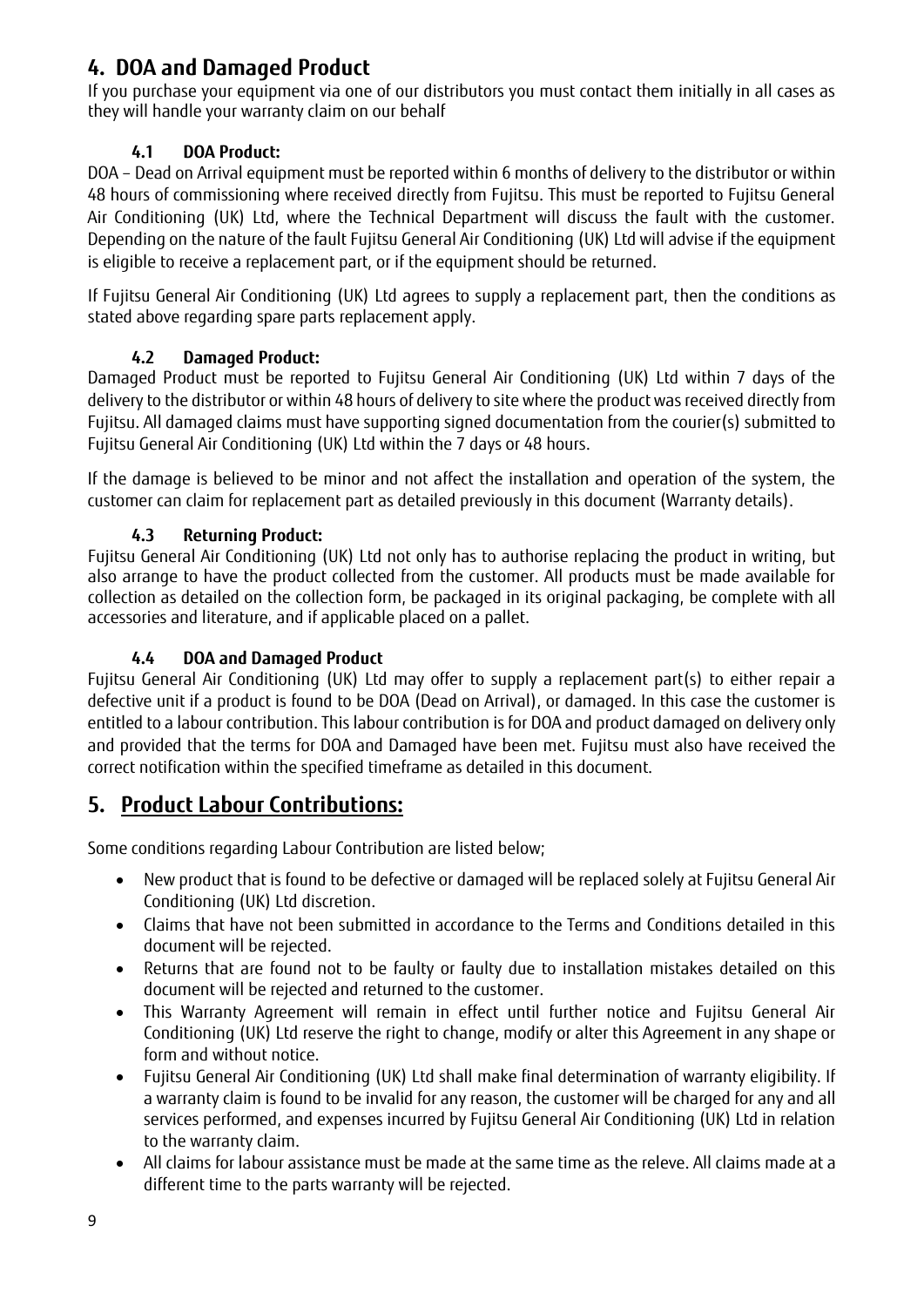## 4. DOA and Damaged Product

If you purchase your equipment via one of our distributors you must contact them initially in all cases as they will handle your warranty claim on our behalf

### 4.1 DOA Product:

DOA – Dead on Arrival equipment must be reported within 6 months of delivery to the distributor or within 48 hours of commissioning where received directly from Fujitsu. This must be reported to Fujitsu General Air Conditioning (UK) Ltd, where the Technical Department will discuss the fault with the customer. Depending on the nature of the fault Fujitsu General Air Conditioning (UK) Ltd will advise if the equipment is eligible to receive a replacement part, or if the equipment should be returned.

If Fujitsu General Air Conditioning (UK) Ltd agrees to supply a replacement part, then the conditions as stated above regarding spare parts replacement apply.

### 4.2 Damaged Product:

Damaged Product must be reported to Fujitsu General Air Conditioning (UK) Ltd within 7 days of the delivery to the distributor or within 48 hours of delivery to site where the product was received directly from Fujitsu. All damaged claims must have supporting signed documentation from the courier(s) submitted to Fujitsu General Air Conditioning (UK) Ltd within the 7 days or 48 hours.

If the damage is believed to be minor and not affect the installation and operation of the system, the customer can claim for replacement part as detailed previously in this document (Warranty details).

### 4.3 Returning Product:

Fujitsu General Air Conditioning (UK) Ltd not only has to authorise replacing the product in writing, but also arrange to have the product collected from the customer. All products must be made available for collection as detailed on the collection form, be packaged in its original packaging, be complete with all accessories and literature, and if applicable placed on a pallet.

### 4.4 DOA and Damaged Product

Fujitsu General Air Conditioning (UK) Ltd may offer to supply a replacement part(s) to either repair a defective unit if a product is found to be DOA (Dead on Arrival), or damaged. In this case the customer is entitled to a labour contribution. This labour contribution is for DOA and product damaged on delivery only and provided that the terms for DOA and Damaged have been met. Fujitsu must also have received the correct notification within the specified timeframe as detailed in this document.

## 5. Product Labour Contributions:

Some conditions regarding Labour Contribution are listed below;

- New product that is found to be defective or damaged will be replaced solely at Fujitsu General Air Conditioning (UK) Ltd discretion.
- Claims that have not been submitted in accordance to the Terms and Conditions detailed in this document will be rejected.
- Returns that are found not to be faulty or faulty due to installation mistakes detailed on this document will be rejected and returned to the customer.
- This Warranty Agreement will remain in effect until further notice and Fujitsu General Air Conditioning (UK) Ltd reserve the right to change, modify or alter this Agreement in any shape or form and without notice.
- Fujitsu General Air Conditioning (UK) Ltd shall make final determination of warranty eligibility. If a warranty claim is found to be invalid for any reason, the customer will be charged for any and all services performed, and expenses incurred by Fujitsu General Air Conditioning (UK) Ltd in relation to the warranty claim.
- All claims for labour assistance must be made at the same time as the releve. All claims made at a different time to the parts warranty will be rejected.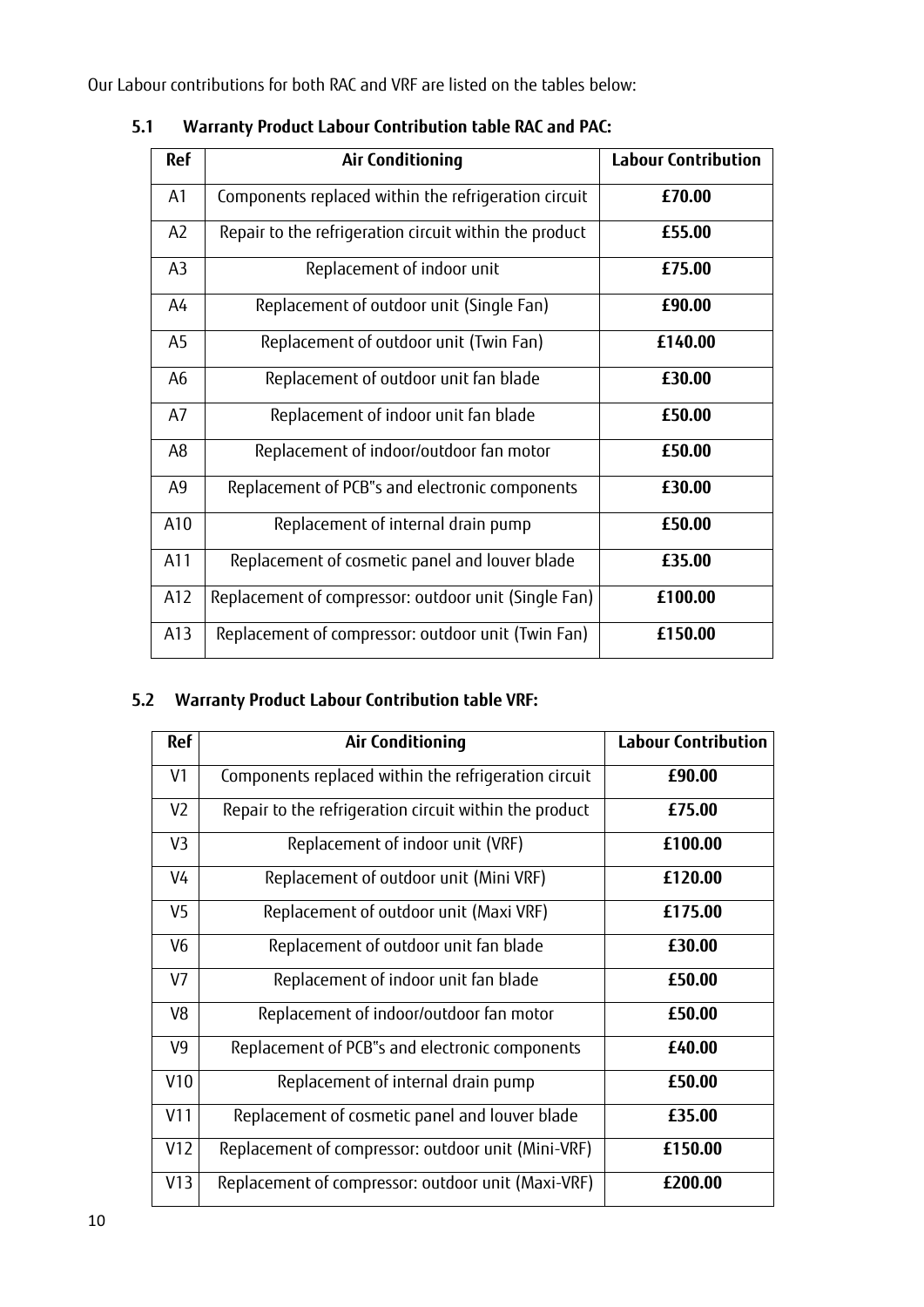Our Labour contributions for both RAC and VRF are listed on the tables below:

### 5.1 Warranty Product Labour Contribution table RAC and PAC:

| Ref | Air Conditioning | Labour Contribution |
|---|---|---|
| A1 | Components replaced within the refrigeration circuit | **£70.00** |
| A2 | Repair to the refrigeration circuit within the product | **£55.00** |
| A3 | Replacement of indoor unit | **£75.00** |
| A4 | Replacement of outdoor unit (Single Fan) | **£90.00** |
| A5 | Replacement of outdoor unit (Twin Fan) | **£140.00** |
| A6 | Replacement of outdoor unit fan blade | **£30.00** |
| A7 | Replacement of indoor unit fan blade | **£50.00** |
| A8 | Replacement of indoor/outdoor fan motor | **£50.00** |
| A9 | Replacement of PCB"s and electronic components | **£30.00** |
| A10 | Replacement of internal drain pump | **£50.00** |
| A11 | Replacement of cosmetic panel and louver blade | **£35.00** |
| A12 | Replacement of compressor: outdoor unit (Single Fan) | **£100.00** |
| A13 | Replacement of compressor: outdoor unit (Twin Fan) | **£150.00** |

### 5.2 Warranty Product Labour Contribution table VRF:

| Ref | Air Conditioning | Labour Contribution |
|---|---|---|
| V1 | Components replaced within the refrigeration circuit | **£90.00** |
| V2 | Repair to the refrigeration circuit within the product | **£75.00** |
| V3 | Replacement of indoor unit (VRF) | **£100.00** |
| V4 | Replacement of outdoor unit (Mini VRF) | **£120.00** |
| V5 | Replacement of outdoor unit (Maxi VRF) | **£175.00** |
| V6 | Replacement of outdoor unit fan blade | **£30.00** |
| V7 | Replacement of indoor unit fan blade | **£50.00** |
| V8 | Replacement of indoor/outdoor fan motor | **£50.00** |
| V9 | Replacement of PCB"s and electronic components | **£40.00** |
| V10 | Replacement of internal drain pump | **£50.00** |
| V11 | Replacement of cosmetic panel and louver blade | **£35.00** |
| V12 | Replacement of compressor: outdoor unit (Mini-VRF) | **£150.00** |
| V13 | Replacement of compressor: outdoor unit (Maxi-VRF) | **£200.00** |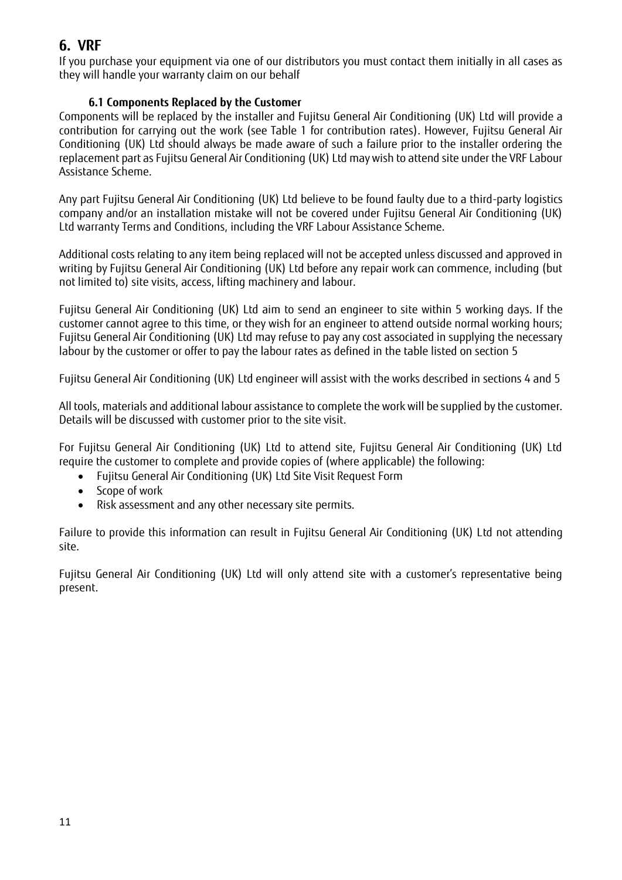## 6. VRF

If you purchase your equipment via one of our distributors you must contact them initially in all cases as they will handle your warranty claim on our behalf

### 6.1 Components Replaced by the Customer

Components will be replaced by the installer and Fujitsu General Air Conditioning (UK) Ltd will provide a contribution for carrying out the work (see Table 1 for contribution rates). However, Fujitsu General Air Conditioning (UK) Ltd should always be made aware of such a failure prior to the installer ordering the replacement part as Fujitsu General Air Conditioning (UK) Ltd may wish to attend site under the VRF Labour Assistance Scheme.

Any part Fujitsu General Air Conditioning (UK) Ltd believe to be found faulty due to a third-party logistics company and/or an installation mistake will not be covered under Fujitsu General Air Conditioning (UK) Ltd warranty Terms and Conditions, including the VRF Labour Assistance Scheme.

Additional costs relating to any item being replaced will not be accepted unless discussed and approved in writing by Fujitsu General Air Conditioning (UK) Ltd before any repair work can commence, including (but not limited to) site visits, access, lifting machinery and labour.

Fujitsu General Air Conditioning (UK) Ltd aim to send an engineer to site within 5 working days. If the customer cannot agree to this time, or they wish for an engineer to attend outside normal working hours; Fujitsu General Air Conditioning (UK) Ltd may refuse to pay any cost associated in supplying the necessary labour by the customer or offer to pay the labour rates as defined in the table listed on section 5

Fujitsu General Air Conditioning (UK) Ltd engineer will assist with the works described in sections 4 and 5

All tools, materials and additional labour assistance to complete the work will be supplied by the customer. Details will be discussed with customer prior to the site visit.

For Fujitsu General Air Conditioning (UK) Ltd to attend site, Fujitsu General Air Conditioning (UK) Ltd require the customer to complete and provide copies of (where applicable) the following:

- Fujitsu General Air Conditioning (UK) Ltd Site Visit Request Form
- Scope of work
- Risk assessment and any other necessary site permits.

Failure to provide this information can result in Fujitsu General Air Conditioning (UK) Ltd not attending site.

Fujitsu General Air Conditioning (UK) Ltd will only attend site with a customer's representative being present.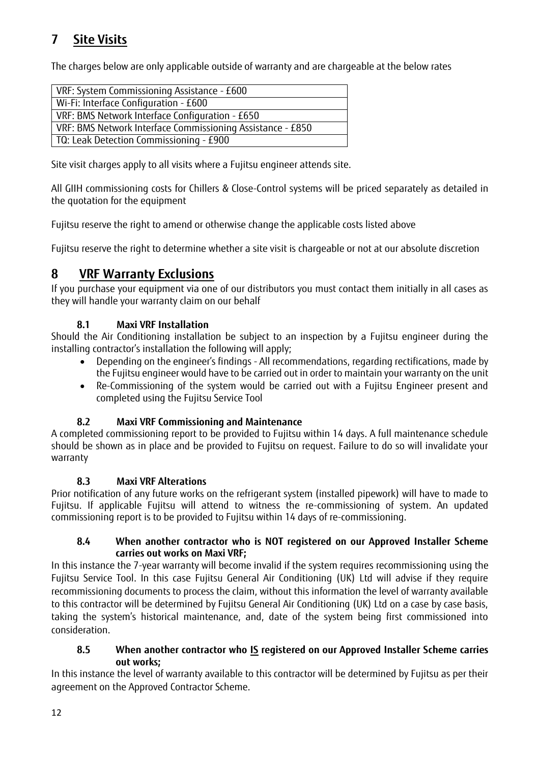## 7 Site Visits

The charges below are only applicable outside of warranty and are chargeable at the below rates

| VRF: System Commissioning Assistance - £600 |
|---|
| Wi-Fi: Interface Configuration - £600 |
| VRF: BMS Network Interface Configuration - £650 |
| VRF: BMS Network Interface Commissioning Assistance - £850 |
| TQ: Leak Detection Commissioning - £900 |

Site visit charges apply to all visits where a Fujitsu engineer attends site.

All GIIH commissioning costs for Chillers & Close-Control systems will be priced separately as detailed in the quotation for the equipment

Fujitsu reserve the right to amend or otherwise change the applicable costs listed above

Fujitsu reserve the right to determine whether a site visit is chargeable or not at our absolute discretion

## 8 VRF Warranty Exclusions

If you purchase your equipment via one of our distributors you must contact them initially in all cases as they will handle your warranty claim on our behalf

### 8.1 Maxi VRF Installation

Should the Air Conditioning installation be subject to an inspection by a Fujitsu engineer during the installing contractor's installation the following will apply;

- Depending on the engineer's findings - All recommendations, regarding rectifications, made by the Fujitsu engineer would have to be carried out in order to maintain your warranty on the unit
- Re-Commissioning of the system would be carried out with a Fujitsu Engineer present and completed using the Fujitsu Service Tool

### 8.2 Maxi VRF Commissioning and Maintenance

A completed commissioning report to be provided to Fujitsu within 14 days. A full maintenance schedule should be shown as in place and be provided to Fujitsu on request. Failure to do so will invalidate your warranty

### 8.3 Maxi VRF Alterations

Prior notification of any future works on the refrigerant system (installed pipework) will have to made to Fujitsu. If applicable Fujitsu will attend to witness the re-commissioning of system. An updated commissioning report is to be provided to Fujitsu within 14 days of re-commissioning.

### 8.4 When another contractor who is NOT registered on our Approved Installer Scheme carries out works on Maxi VRF;

In this instance the 7-year warranty will become invalid if the system requires recommissioning using the Fujitsu Service Tool. In this case Fujitsu General Air Conditioning (UK) Ltd will advise if they require recommissioning documents to process the claim, without this information the level of warranty available to this contractor will be determined by Fujitsu General Air Conditioning (UK) Ltd on a case by case basis, taking the system's historical maintenance, and, date of the system being first commissioned into consideration.

### 8.5 When another contractor who IS registered on our Approved Installer Scheme carries out works;

In this instance the level of warranty available to this contractor will be determined by Fujitsu as per their agreement on the Approved Contractor Scheme.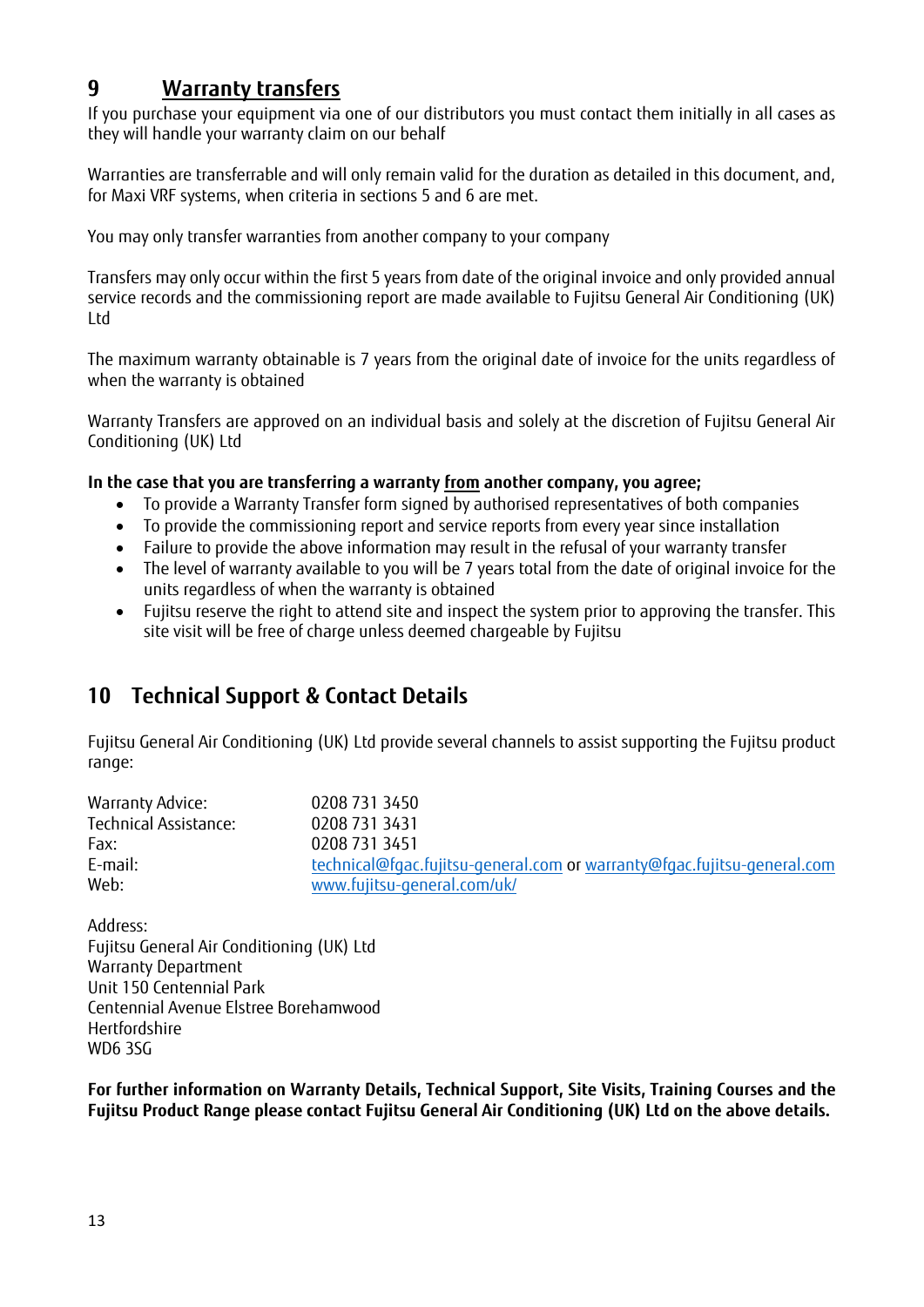## 9 Warranty transfers

If you purchase your equipment via one of our distributors you must contact them initially in all cases as they will handle your warranty claim on our behalf

Warranties are transferrable and will only remain valid for the duration as detailed in this document, and, for Maxi VRF systems, when criteria in sections 5 and 6 are met.

You may only transfer warranties from another company to your company

Transfers may only occur within the first 5 years from date of the original invoice and only provided annual service records and the commissioning report are made available to Fujitsu General Air Conditioning (UK) Ltd

The maximum warranty obtainable is 7 years from the original date of invoice for the units regardless of when the warranty is obtained

Warranty Transfers are approved on an individual basis and solely at the discretion of Fujitsu General Air Conditioning (UK) Ltd

**In the case that you are transferring a warranty from another company, you agree;**

- To provide a Warranty Transfer form signed by authorised representatives of both companies
- To provide the commissioning report and service reports from every year since installation
- Failure to provide the above information may result in the refusal of your warranty transfer
- The level of warranty available to you will be 7 years total from the date of original invoice for the units regardless of when the warranty is obtained
- Fujitsu reserve the right to attend site and inspect the system prior to approving the transfer. This site visit will be free of charge unless deemed chargeable by Fujitsu

## 10 Technical Support & Contact Details

Fujitsu General Air Conditioning (UK) Ltd provide several channels to assist supporting the Fujitsu product range:

| | |
|---|---|
| Warranty Advice: | 0208 731 3450 |
| Technical Assistance: | 0208 731 3431 |
| Fax: | 0208 731 3451 |
| E-mail: | technical@fgac.fujitsu-general.com or warranty@fgac.fujitsu-general.com |
| Web: | www.fujitsu-general.com/uk/ |

Address:
Fujitsu General Air Conditioning (UK) Ltd
Warranty Department
Unit 150 Centennial Park
Centennial Avenue Elstree Borehamwood
Hertfordshire
WD6 3SG

**For further information on Warranty Details, Technical Support, Site Visits, Training Courses and the Fujitsu Product Range please contact Fujitsu General Air Conditioning (UK) Ltd on the above details.**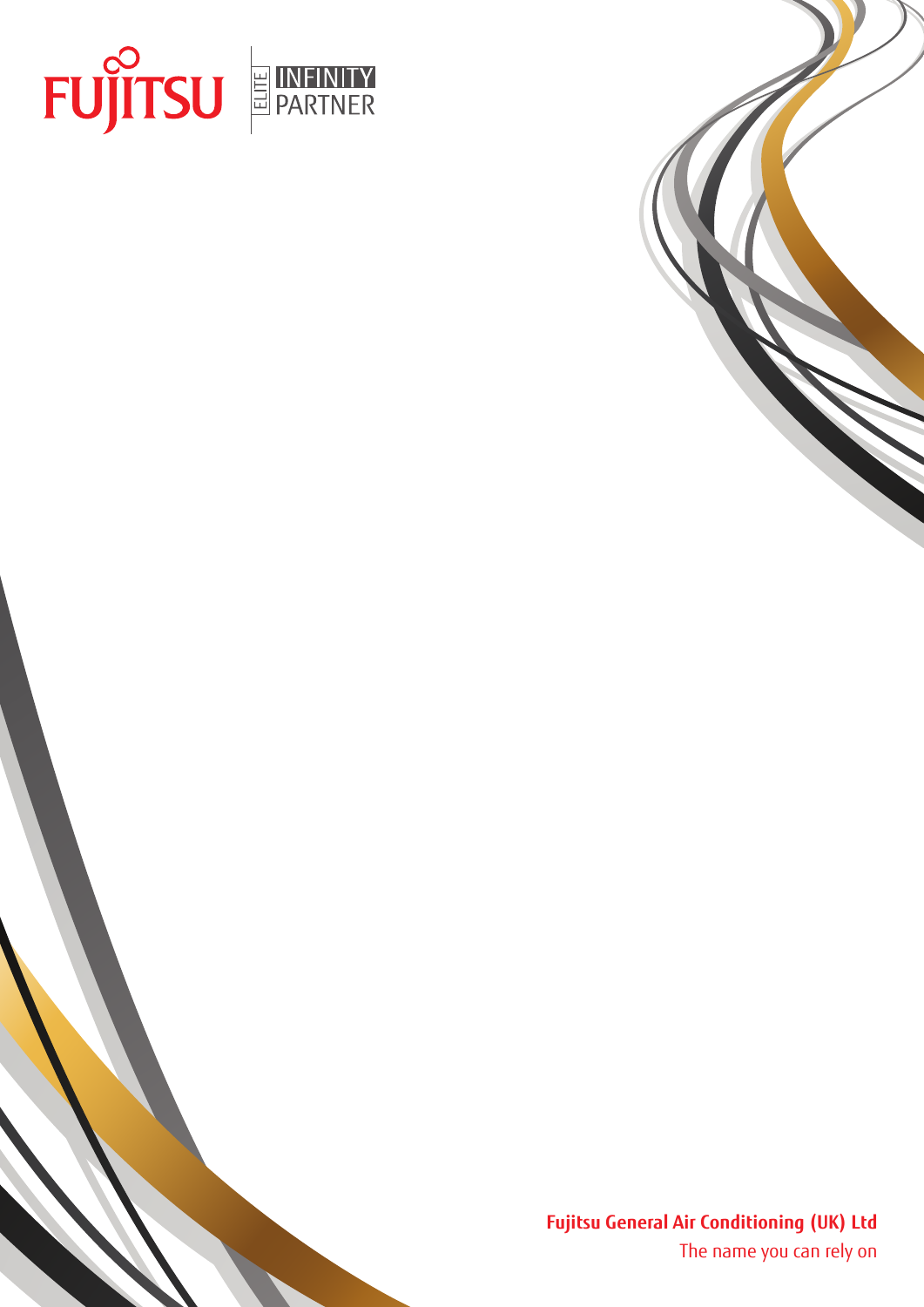FUJITSU

ELITE INFINITY PARTNER

**Fujitsu General Air Conditioning (UK) Ltd**

The name you can rely on